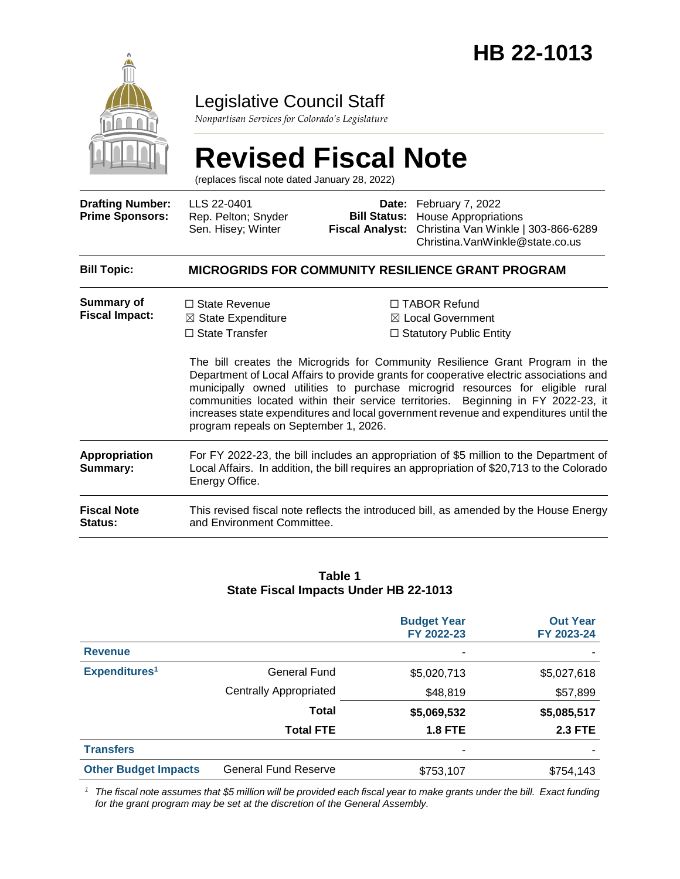# HB 22-1013

Legislative Council Staff

*Nonpartisan Services for Colorado's Legislature*

# Revised Fiscal Note

(replaces fiscal note dated January 28, 2022)

| | | | |
|---|---|---|---|
| **Drafting Number:** | LLS 22-0401 | **Date:** | February 7, 2022 |
| **Prime Sponsors:** | Rep. Pelton; Snyder<br>Sen. Hisey; Winter | **Bill Status:** | House Appropriations |
| | | **Fiscal Analyst:** | Christina Van Winkle \| 303-866-6289<br>Christina.VanWinkle@state.co.us |

**Bill Topic:** **MICROGRIDS FOR COMMUNITY RESILIENCE GRANT PROGRAM**

**Summary of Fiscal Impact:**

- ☐ State Revenue
- ☒ State Expenditure
- ☐ State Transfer
- ☐ TABOR Refund
- ☒ Local Government
- ☐ Statutory Public Entity

The bill creates the Microgrids for Community Resilience Grant Program in the Department of Local Affairs to provide grants for cooperative electric associations and municipally owned utilities to purchase microgrid resources for eligible rural communities located within their service territories. Beginning in FY 2022-23, it increases state expenditures and local government revenue and expenditures until the program repeals on September 1, 2026.

**Appropriation Summary:** For FY 2022-23, the bill includes an appropriation of $5 million to the Department of Local Affairs. In addition, the bill requires an appropriation of $20,713 to the Colorado Energy Office.

**Fiscal Note Status:** This revised fiscal note reflects the introduced bill, as amended by the House Energy and Environment Committee.

**Table 1**
**State Fiscal Impacts Under HB 22-1013**

| | | Budget Year FY 2022-23 | Out Year FY 2023-24 |
|---|---|---|---|
| **Revenue** | | - | - |
| **Expenditures**[1] | General Fund | $5,020,713 | $5,027,618 |
| | Centrally Appropriated | $48,819 | $57,899 |
| | **Total** | **$5,069,532** | **$5,085,517** |
| | **Total FTE** | **1.8 FTE** | **2.3 FTE** |
| **Transfers** | | - | - |
| **Other Budget Impacts** | General Fund Reserve | $753,107 | $754,143 |

*[1] The fiscal note assumes that $5 million will be provided each fiscal year to make grants under the bill. Exact funding for the grant program may be set at the discretion of the General Assembly.*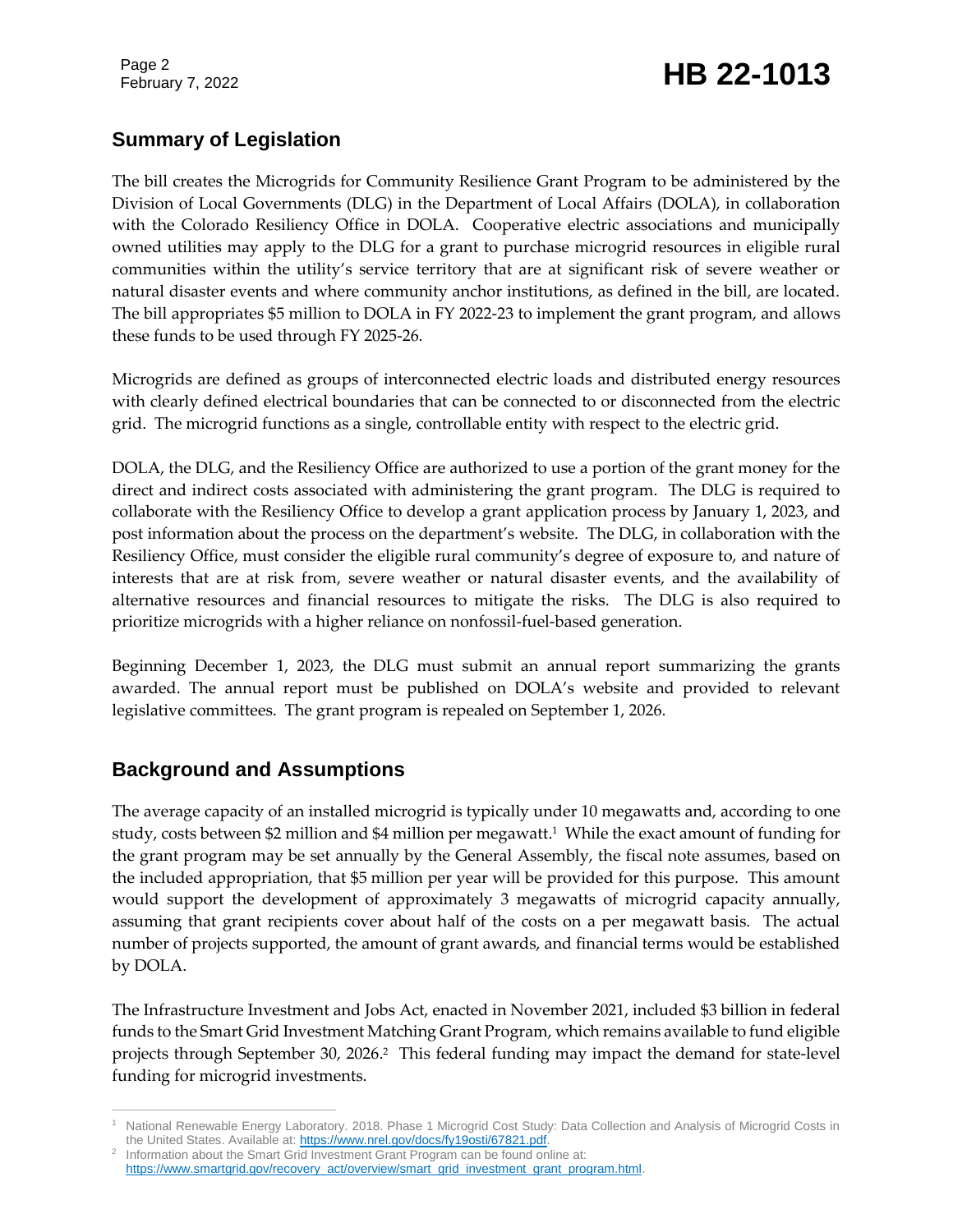## Summary of Legislation

The bill creates the Microgrids for Community Resilience Grant Program to be administered by the Division of Local Governments (DLG) in the Department of Local Affairs (DOLA), in collaboration with the Colorado Resiliency Office in DOLA. Cooperative electric associations and municipally owned utilities may apply to the DLG for a grant to purchase microgrid resources in eligible rural communities within the utility's service territory that are at significant risk of severe weather or natural disaster events and where community anchor institutions, as defined in the bill, are located. The bill appropriates $5 million to DOLA in FY 2022-23 to implement the grant program, and allows these funds to be used through FY 2025-26.

Microgrids are defined as groups of interconnected electric loads and distributed energy resources with clearly defined electrical boundaries that can be connected to or disconnected from the electric grid. The microgrid functions as a single, controllable entity with respect to the electric grid.

DOLA, the DLG, and the Resiliency Office are authorized to use a portion of the grant money for the direct and indirect costs associated with administering the grant program. The DLG is required to collaborate with the Resiliency Office to develop a grant application process by January 1, 2023, and post information about the process on the department's website. The DLG, in collaboration with the Resiliency Office, must consider the eligible rural community's degree of exposure to, and nature of interests that are at risk from, severe weather or natural disaster events, and the availability of alternative resources and financial resources to mitigate the risks. The DLG is also required to prioritize microgrids with a higher reliance on nonfossil-fuel-based generation.

Beginning December 1, 2023, the DLG must submit an annual report summarizing the grants awarded. The annual report must be published on DOLA's website and provided to relevant legislative committees. The grant program is repealed on September 1, 2026.

## Background and Assumptions

The average capacity of an installed microgrid is typically under 10 megawatts and, according to one study, costs between $2 million and $4 million per megawatt.[1] While the exact amount of funding for the grant program may be set annually by the General Assembly, the fiscal note assumes, based on the included appropriation, that $5 million per year will be provided for this purpose. This amount would support the development of approximately 3 megawatts of microgrid capacity annually, assuming that grant recipients cover about half of the costs on a per megawatt basis. The actual number of projects supported, the amount of grant awards, and financial terms would be established by DOLA.

The Infrastructure Investment and Jobs Act, enacted in November 2021, included $3 billion in federal funds to the Smart Grid Investment Matching Grant Program, which remains available to fund eligible projects through September 30, 2026.[2] This federal funding may impact the demand for state-level funding for microgrid investments.

---

[1] National Renewable Energy Laboratory. 2018. Phase 1 Microgrid Cost Study: Data Collection and Analysis of Microgrid Costs in the United States. Available at: https://www.nrel.gov/docs/fy19osti/67821.pdf.

[2] Information about the Smart Grid Investment Grant Program can be found online at: https://www.smartgrid.gov/recovery_act/overview/smart_grid_investment_grant_program.html.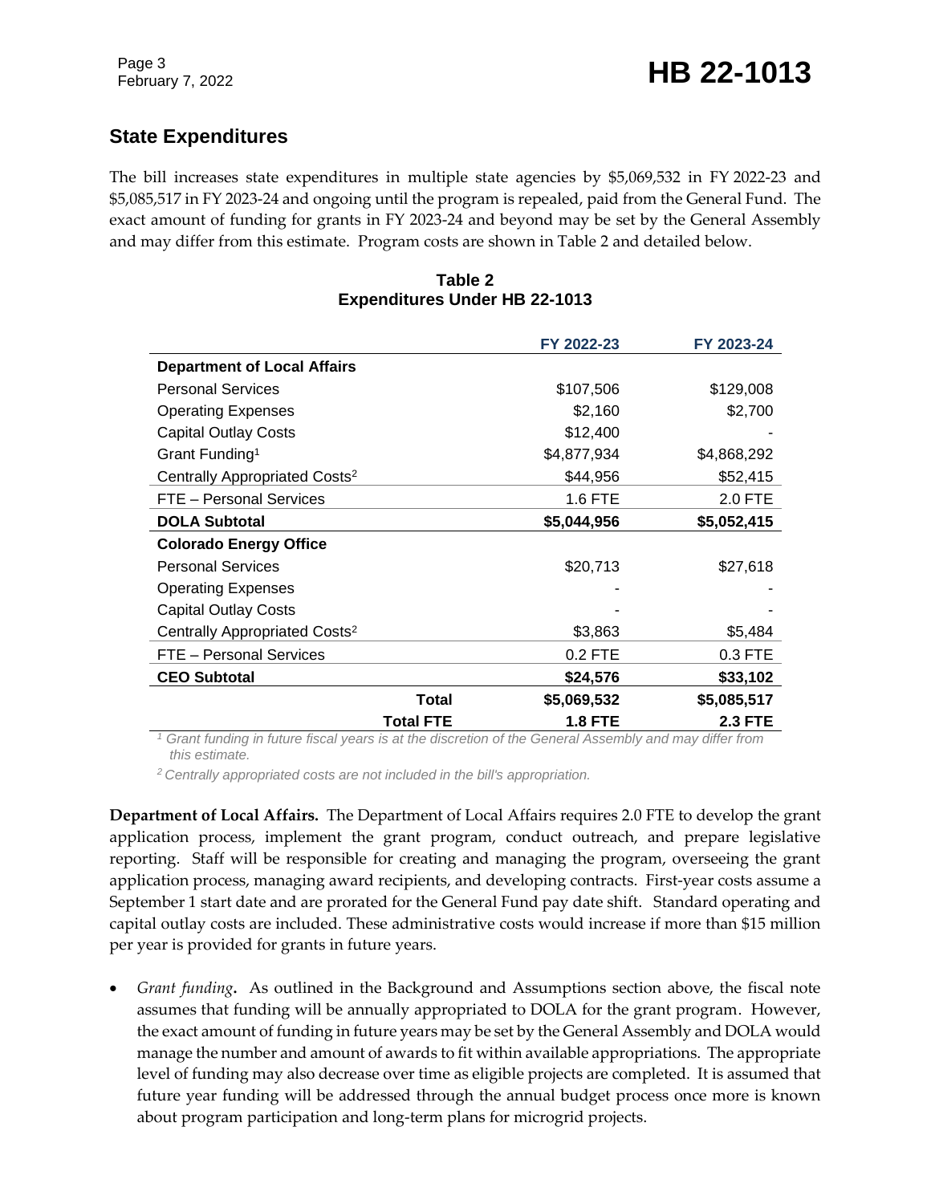## State Expenditures

The bill increases state expenditures in multiple state agencies by $5,069,532 in FY 2022-23 and $5,085,517 in FY 2023-24 and ongoing until the program is repealed, paid from the General Fund. The exact amount of funding for grants in FY 2023-24 and beyond may be set by the General Assembly and may differ from this estimate. Program costs are shown in Table 2 and detailed below.

**Table 2**
**Expenditures Under HB 22-1013**

| | FY 2022-23 | FY 2023-24 |
|---|---|---|
| **Department of Local Affairs** | | |
| Personal Services | $107,506 | $129,008 |
| Operating Expenses | $2,160 | $2,700 |
| Capital Outlay Costs | $12,400 | - |
| Grant Funding[1] | $4,877,934 | $4,868,292 |
| Centrally Appropriated Costs[2] | $44,956 | $52,415 |
| FTE – Personal Services | 1.6 FTE | 2.0 FTE |
| **DOLA Subtotal** | **$5,044,956** | **$5,052,415** |
| **Colorado Energy Office** | | |
| Personal Services | $20,713 | $27,618 |
| Operating Expenses | - | - |
| Capital Outlay Costs | - | - |
| Centrally Appropriated Costs[2] | $3,863 | $5,484 |
| FTE – Personal Services | 0.2 FTE | 0.3 FTE |
| **CEO Subtotal** | **$24,576** | **$33,102** |
| **Total** | **$5,069,532** | **$5,085,517** |
| **Total FTE** | **1.8 FTE** | **2.3 FTE** |

*[1] Grant funding in future fiscal years is at the discretion of the General Assembly and may differ from this estimate.*

*[2] Centrally appropriated costs are not included in the bill's appropriation.*

**Department of Local Affairs.** The Department of Local Affairs requires 2.0 FTE to develop the grant application process, implement the grant program, conduct outreach, and prepare legislative reporting. Staff will be responsible for creating and managing the program, overseeing the grant application process, managing award recipients, and developing contracts. First-year costs assume a September 1 start date and are prorated for the General Fund pay date shift. Standard operating and capital outlay costs are included. These administrative costs would increase if more than $15 million per year is provided for grants in future years.

- *Grant funding*. As outlined in the Background and Assumptions section above, the fiscal note assumes that funding will be annually appropriated to DOLA for the grant program. However, the exact amount of funding in future years may be set by the General Assembly and DOLA would manage the number and amount of awards to fit within available appropriations. The appropriate level of funding may also decrease over time as eligible projects are completed. It is assumed that future year funding will be addressed through the annual budget process once more is known about program participation and long-term plans for microgrid projects.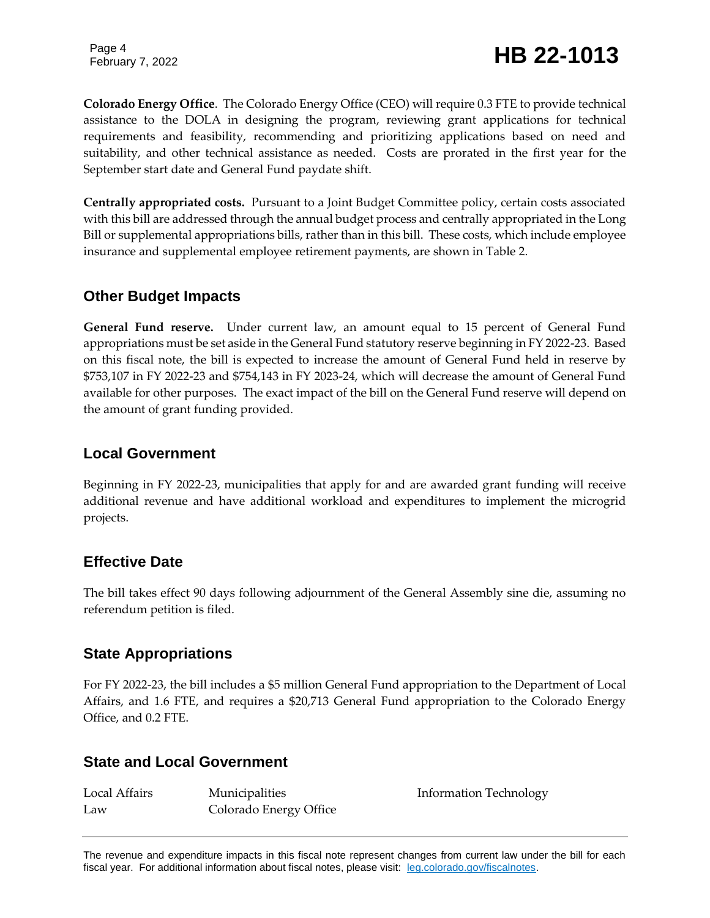**Colorado Energy Office**. The Colorado Energy Office (CEO) will require 0.3 FTE to provide technical assistance to the DOLA in designing the program, reviewing grant applications for technical requirements and feasibility, recommending and prioritizing applications based on need and suitability, and other technical assistance as needed. Costs are prorated in the first year for the September start date and General Fund paydate shift.

**Centrally appropriated costs.** Pursuant to a Joint Budget Committee policy, certain costs associated with this bill are addressed through the annual budget process and centrally appropriated in the Long Bill or supplemental appropriations bills, rather than in this bill. These costs, which include employee insurance and supplemental employee retirement payments, are shown in Table 2.

## Other Budget Impacts

**General Fund reserve.** Under current law, an amount equal to 15 percent of General Fund appropriations must be set aside in the General Fund statutory reserve beginning in FY 2022-23. Based on this fiscal note, the bill is expected to increase the amount of General Fund held in reserve by $753,107 in FY 2022-23 and $754,143 in FY 2023-24, which will decrease the amount of General Fund available for other purposes. The exact impact of the bill on the General Fund reserve will depend on the amount of grant funding provided.

## Local Government

Beginning in FY 2022-23, municipalities that apply for and are awarded grant funding will receive additional revenue and have additional workload and expenditures to implement the microgrid projects.

## Effective Date

The bill takes effect 90 days following adjournment of the General Assembly sine die, assuming no referendum petition is filed.

## State Appropriations

For FY 2022-23, the bill includes a $5 million General Fund appropriation to the Department of Local Affairs, and 1.6 FTE, and requires a $20,713 General Fund appropriation to the Colorado Energy Office, and 0.2 FTE.

## State and Local Government

| | | |
|---|---|---|
| Local Affairs | Municipalities | Information Technology |
| Law | Colorado Energy Office | |

The revenue and expenditure impacts in this fiscal note represent changes from current law under the bill for each fiscal year. For additional information about fiscal notes, please visit: leg.colorado.gov/fiscalnotes.